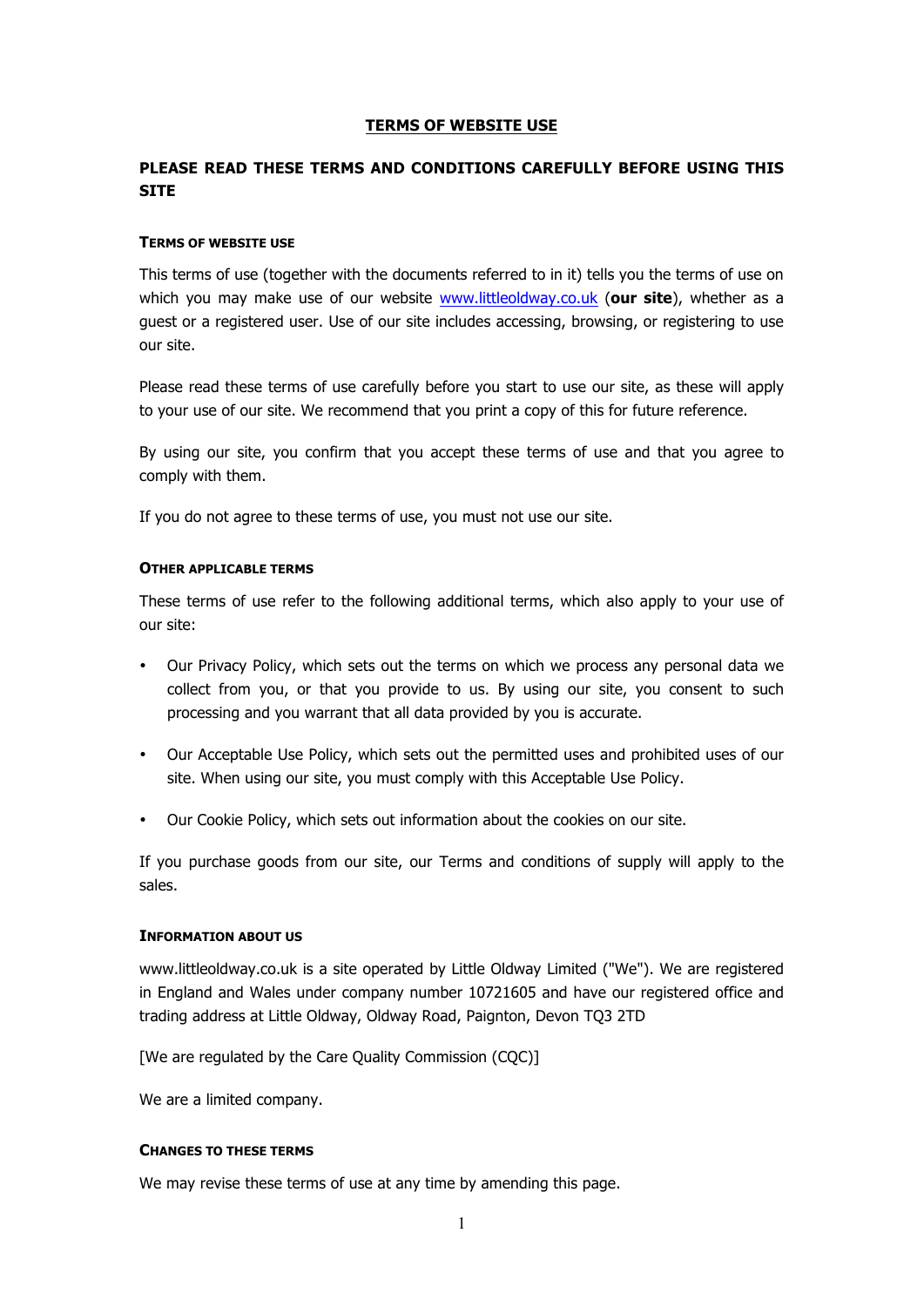# TERMS OF WEBSITE USE

## PLEASE READ THESE TERMS AND CONDITIONS CAREFULLY BEFORE USING THIS SITE

### TERMS OF WEBSITE USE

This terms of use (together with the documents referred to in it) tells you the terms of use on which you may make use of our website www.littleoldway.co.uk (**our site**), whether as a guest or a registered user. Use of our site includes accessing, browsing, or registering to use our site.

Please read these terms of use carefully before you start to use our site, as these will apply to your use of our site. We recommend that you print a copy of this for future reference.

By using our site, you confirm that you accept these terms of use and that you agree to comply with them.

If you do not agree to these terms of use, you must not use our site.

### OTHER APPLICABLE TERMS

These terms of use refer to the following additional terms, which also apply to your use of our site:

- Our Privacy Policy, which sets out the terms on which we process any personal data we collect from you, or that you provide to us. By using our site, you consent to such processing and you warrant that all data provided by you is accurate.
- Our Acceptable Use Policy, which sets out the permitted uses and prohibited uses of our site. When using our site, you must comply with this Acceptable Use Policy.
- Our Cookie Policy, which sets out information about the cookies on our site.

If you purchase goods from our site, our Terms and conditions of supply will apply to the sales.

### INFORMATION ABOUT US

www.littleoldway.co.uk is a site operated by Little Oldway Limited ("We"). We are registered in England and Wales under company number 10721605 and have our registered office and trading address at Little Oldway, Oldway Road, Paignton, Devon TQ3 2TD

[We are regulated by the Care Quality Commission (CQC)]

We are a limited company.

### CHANGES TO THESE TERMS

We may revise these terms of use at any time by amending this page.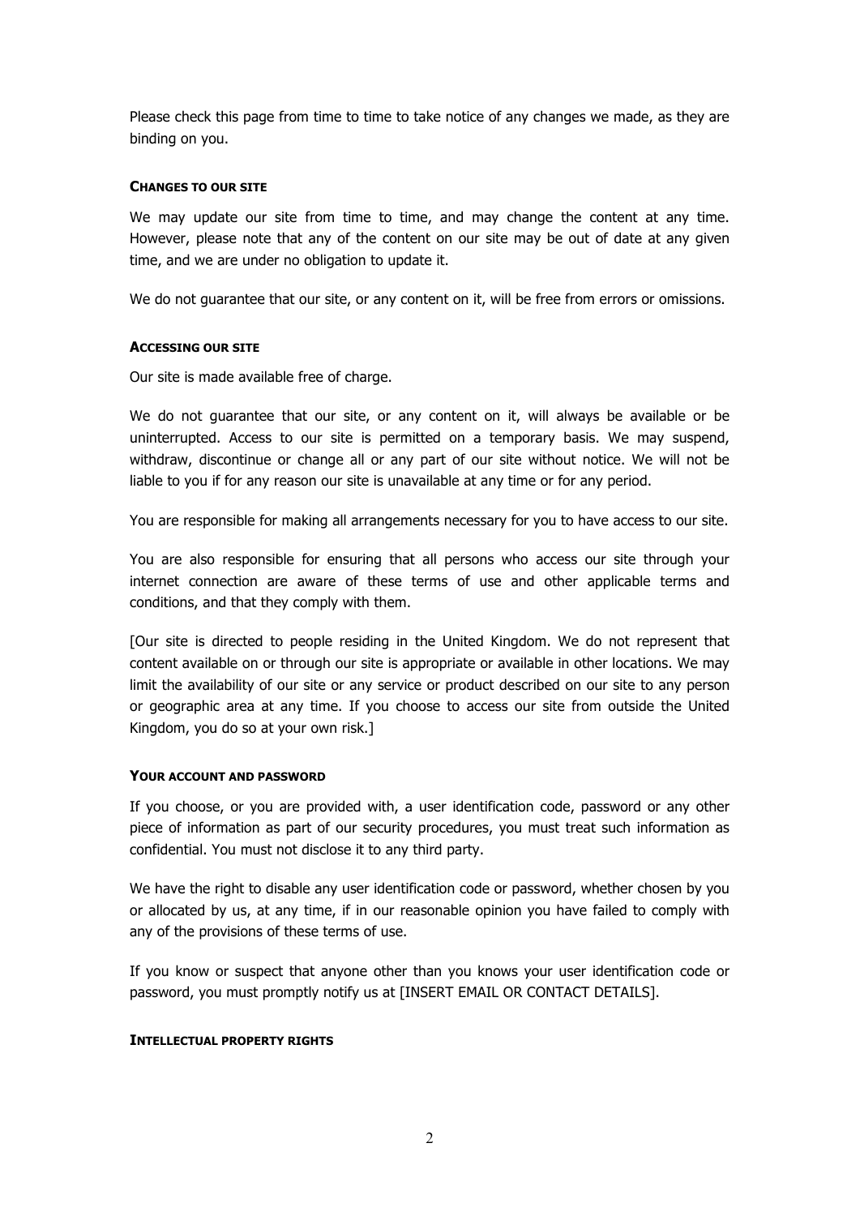Please check this page from time to time to take notice of any changes we made, as they are binding on you.

**CHANGES TO OUR SITE**

We may update our site from time to time, and may change the content at any time. However, please note that any of the content on our site may be out of date at any given time, and we are under no obligation to update it.

We do not guarantee that our site, or any content on it, will be free from errors or omissions.

**ACCESSING OUR SITE**

Our site is made available free of charge.

We do not guarantee that our site, or any content on it, will always be available or be uninterrupted. Access to our site is permitted on a temporary basis. We may suspend, withdraw, discontinue or change all or any part of our site without notice. We will not be liable to you if for any reason our site is unavailable at any time or for any period.

You are responsible for making all arrangements necessary for you to have access to our site.

You are also responsible for ensuring that all persons who access our site through your internet connection are aware of these terms of use and other applicable terms and conditions, and that they comply with them.

[Our site is directed to people residing in the United Kingdom. We do not represent that content available on or through our site is appropriate or available in other locations. We may limit the availability of our site or any service or product described on our site to any person or geographic area at any time. If you choose to access our site from outside the United Kingdom, you do so at your own risk.]

**YOUR ACCOUNT AND PASSWORD**

If you choose, or you are provided with, a user identification code, password or any other piece of information as part of our security procedures, you must treat such information as confidential. You must not disclose it to any third party.

We have the right to disable any user identification code or password, whether chosen by you or allocated by us, at any time, if in our reasonable opinion you have failed to comply with any of the provisions of these terms of use.

If you know or suspect that anyone other than you knows your user identification code or password, you must promptly notify us at [INSERT EMAIL OR CONTACT DETAILS].

**INTELLECTUAL PROPERTY RIGHTS**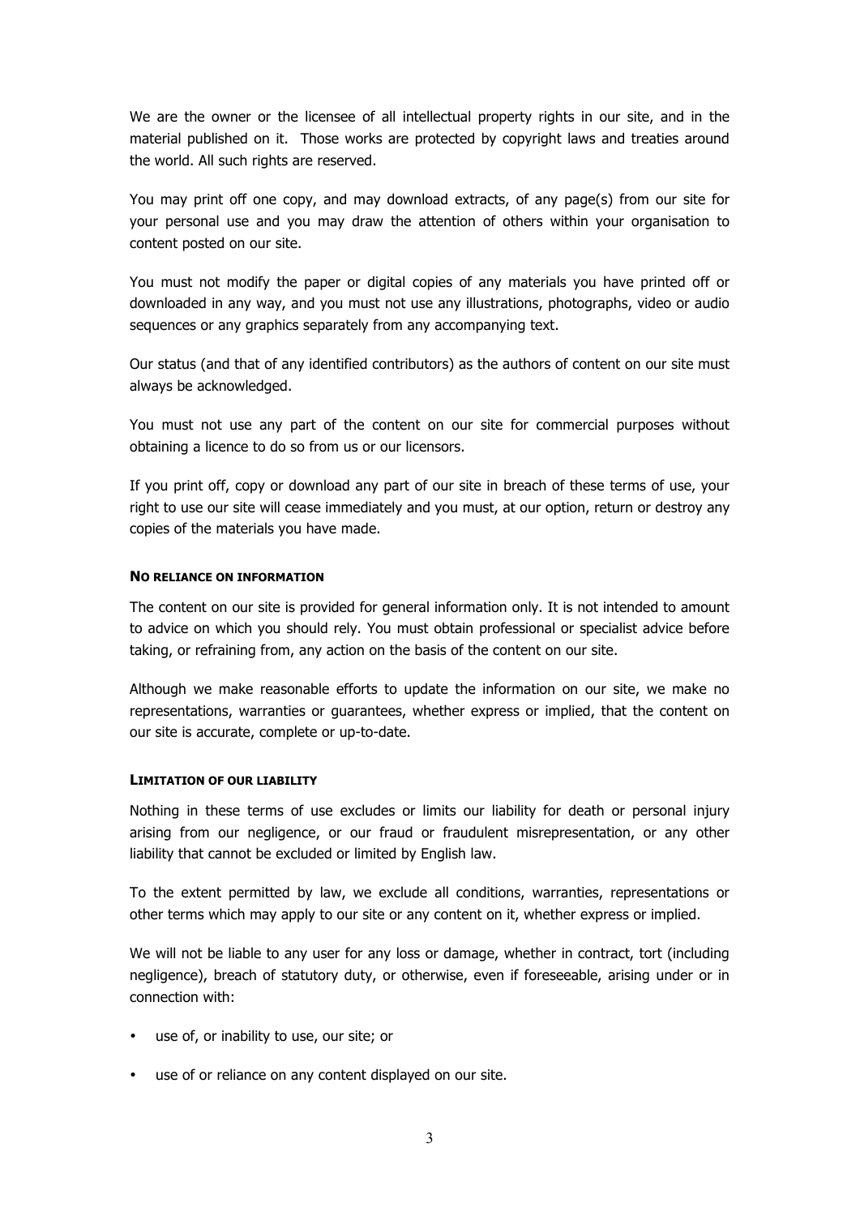We are the owner or the licensee of all intellectual property rights in our site, and in the material published on it. Those works are protected by copyright laws and treaties around the world. All such rights are reserved.

You may print off one copy, and may download extracts, of any page(s) from our site for your personal use and you may draw the attention of others within your organisation to content posted on our site.

You must not modify the paper or digital copies of any materials you have printed off or downloaded in any way, and you must not use any illustrations, photographs, video or audio sequences or any graphics separately from any accompanying text.

Our status (and that of any identified contributors) as the authors of content on our site must always be acknowledged.

You must not use any part of the content on our site for commercial purposes without obtaining a licence to do so from us or our licensors.

If you print off, copy or download any part of our site in breach of these terms of use, your right to use our site will cease immediately and you must, at our option, return or destroy any copies of the materials you have made.

**NO RELIANCE ON INFORMATION**

The content on our site is provided for general information only. It is not intended to amount to advice on which you should rely. You must obtain professional or specialist advice before taking, or refraining from, any action on the basis of the content on our site.

Although we make reasonable efforts to update the information on our site, we make no representations, warranties or guarantees, whether express or implied, that the content on our site is accurate, complete or up-to-date.

**LIMITATION OF OUR LIABILITY**

Nothing in these terms of use excludes or limits our liability for death or personal injury arising from our negligence, or our fraud or fraudulent misrepresentation, or any other liability that cannot be excluded or limited by English law.

To the extent permitted by law, we exclude all conditions, warranties, representations or other terms which may apply to our site or any content on it, whether express or implied.

We will not be liable to any user for any loss or damage, whether in contract, tort (including negligence), breach of statutory duty, or otherwise, even if foreseeable, arising under or in connection with:

- use of, or inability to use, our site; or
- use of or reliance on any content displayed on our site.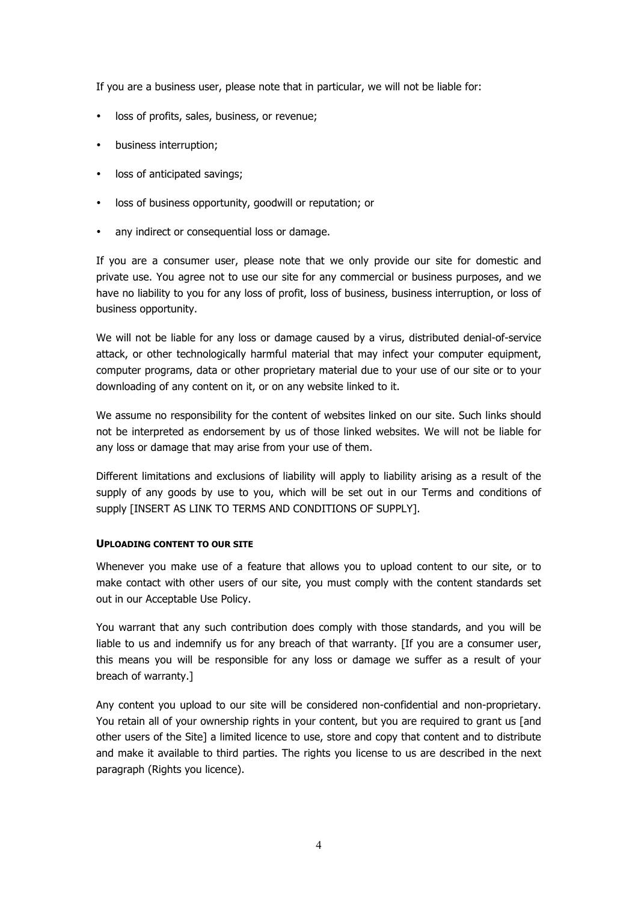If you are a business user, please note that in particular, we will not be liable for:

- loss of profits, sales, business, or revenue;
- business interruption;
- loss of anticipated savings;
- loss of business opportunity, goodwill or reputation; or
- any indirect or consequential loss or damage.

If you are a consumer user, please note that we only provide our site for domestic and private use. You agree not to use our site for any commercial or business purposes, and we have no liability to you for any loss of profit, loss of business, business interruption, or loss of business opportunity.

We will not be liable for any loss or damage caused by a virus, distributed denial-of-service attack, or other technologically harmful material that may infect your computer equipment, computer programs, data or other proprietary material due to your use of our site or to your downloading of any content on it, or on any website linked to it.

We assume no responsibility for the content of websites linked on our site. Such links should not be interpreted as endorsement by us of those linked websites. We will not be liable for any loss or damage that may arise from your use of them.

Different limitations and exclusions of liability will apply to liability arising as a result of the supply of any goods by use to you, which will be set out in our Terms and conditions of supply [INSERT AS LINK TO TERMS AND CONDITIONS OF SUPPLY].

**UPLOADING CONTENT TO OUR SITE**

Whenever you make use of a feature that allows you to upload content to our site, or to make contact with other users of our site, you must comply with the content standards set out in our Acceptable Use Policy.

You warrant that any such contribution does comply with those standards, and you will be liable to us and indemnify us for any breach of that warranty. [If you are a consumer user, this means you will be responsible for any loss or damage we suffer as a result of your breach of warranty.]

Any content you upload to our site will be considered non-confidential and non-proprietary. You retain all of your ownership rights in your content, but you are required to grant us [and other users of the Site] a limited licence to use, store and copy that content and to distribute and make it available to third parties. The rights you license to us are described in the next paragraph (Rights you licence).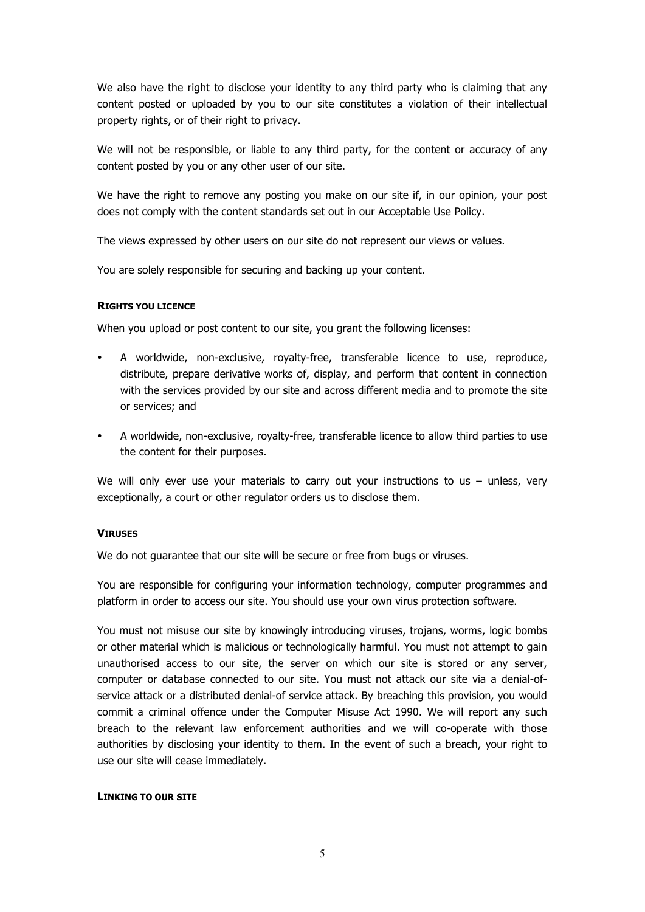We also have the right to disclose your identity to any third party who is claiming that any content posted or uploaded by you to our site constitutes a violation of their intellectual property rights, or of their right to privacy.

We will not be responsible, or liable to any third party, for the content or accuracy of any content posted by you or any other user of our site.

We have the right to remove any posting you make on our site if, in our opinion, your post does not comply with the content standards set out in our Acceptable Use Policy.

The views expressed by other users on our site do not represent our views or values.

You are solely responsible for securing and backing up your content.

**RIGHTS YOU LICENCE**

When you upload or post content to our site, you grant the following licenses:

- A worldwide, non-exclusive, royalty-free, transferable licence to use, reproduce, distribute, prepare derivative works of, display, and perform that content in connection with the services provided by our site and across different media and to promote the site or services; and
- A worldwide, non-exclusive, royalty-free, transferable licence to allow third parties to use the content for their purposes.

We will only ever use your materials to carry out your instructions to us – unless, very exceptionally, a court or other regulator orders us to disclose them.

**VIRUSES**

We do not guarantee that our site will be secure or free from bugs or viruses.

You are responsible for configuring your information technology, computer programmes and platform in order to access our site. You should use your own virus protection software.

You must not misuse our site by knowingly introducing viruses, trojans, worms, logic bombs or other material which is malicious or technologically harmful. You must not attempt to gain unauthorised access to our site, the server on which our site is stored or any server, computer or database connected to our site. You must not attack our site via a denial-of-service attack or a distributed denial-of service attack. By breaching this provision, you would commit a criminal offence under the Computer Misuse Act 1990. We will report any such breach to the relevant law enforcement authorities and we will co-operate with those authorities by disclosing your identity to them. In the event of such a breach, your right to use our site will cease immediately.

**LINKING TO OUR SITE**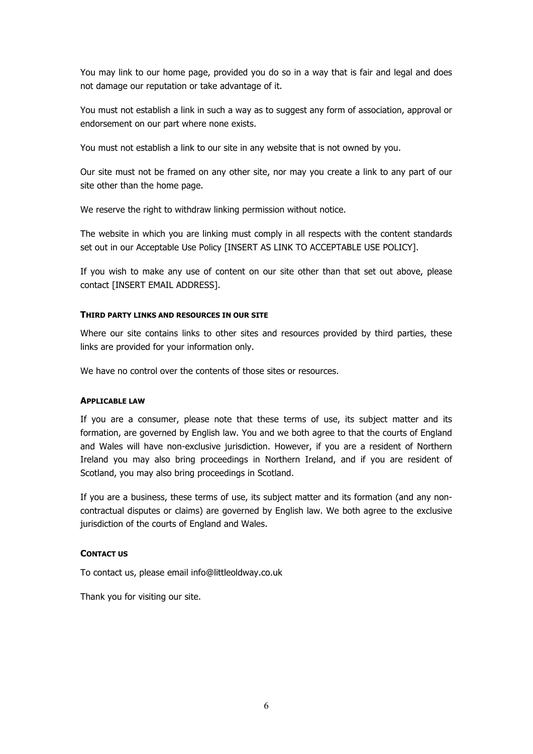You may link to our home page, provided you do so in a way that is fair and legal and does not damage our reputation or take advantage of it.

You must not establish a link in such a way as to suggest any form of association, approval or endorsement on our part where none exists.

You must not establish a link to our site in any website that is not owned by you.

Our site must not be framed on any other site, nor may you create a link to any part of our site other than the home page.

We reserve the right to withdraw linking permission without notice.

The website in which you are linking must comply in all respects with the content standards set out in our Acceptable Use Policy [INSERT AS LINK TO ACCEPTABLE USE POLICY].

If you wish to make any use of content on our site other than that set out above, please contact [INSERT EMAIL ADDRESS].

#### THIRD PARTY LINKS AND RESOURCES IN OUR SITE

Where our site contains links to other sites and resources provided by third parties, these links are provided for your information only.

We have no control over the contents of those sites or resources.

#### APPLICABLE LAW

If you are a consumer, please note that these terms of use, its subject matter and its formation, are governed by English law. You and we both agree to that the courts of England and Wales will have non-exclusive jurisdiction. However, if you are a resident of Northern Ireland you may also bring proceedings in Northern Ireland, and if you are resident of Scotland, you may also bring proceedings in Scotland.

If you are a business, these terms of use, its subject matter and its formation (and any non-contractual disputes or claims) are governed by English law. We both agree to the exclusive jurisdiction of the courts of England and Wales.

#### CONTACT US

To contact us, please email info@littleoldway.co.uk

Thank you for visiting our site.